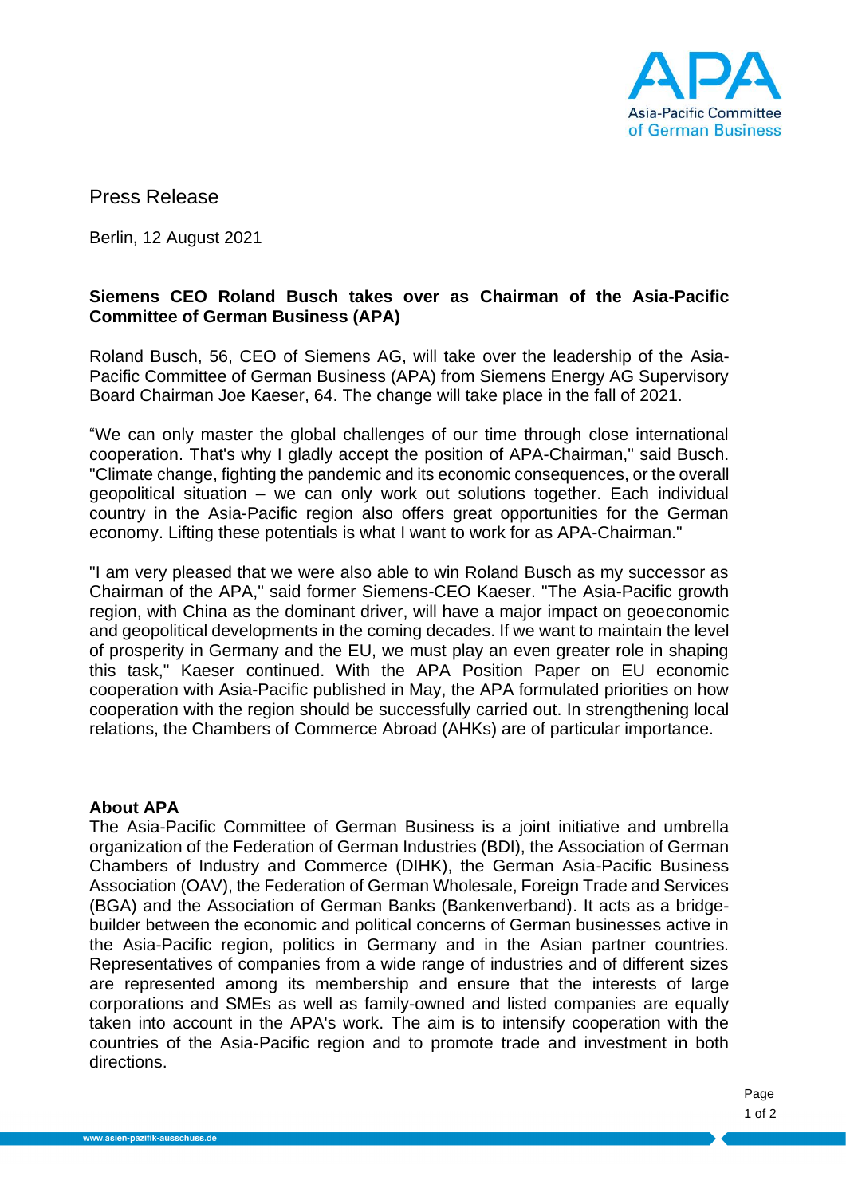Press Release

Berlin, 12 August 2021

**Siemens CEO Roland Busch takes over as Chairman of the Asia-Pacific Committee of German Business (APA)**

Roland Busch, 56, CEO of Siemens AG, will take over the leadership of the Asia-Pacific Committee of German Business (APA) from Siemens Energy AG Supervisory Board Chairman Joe Kaeser, 64. The change will take place in the fall of 2021.

“We can only master the global challenges of our time through close international cooperation. That's why I gladly accept the position of APA-Chairman," said Busch. "Climate change, fighting the pandemic and its economic consequences, or the overall geopolitical situation – we can only work out solutions together. Each individual country in the Asia-Pacific region also offers great opportunities for the German economy. Lifting these potentials is what I want to work for as APA-Chairman."

"I am very pleased that we were also able to win Roland Busch as my successor as Chairman of the APA," said former Siemens-CEO Kaeser. "The Asia-Pacific growth region, with China as the dominant driver, will have a major impact on geoeconomic and geopolitical developments in the coming decades. If we want to maintain the level of prosperity in Germany and the EU, we must play an even greater role in shaping this task," Kaeser continued. With the APA Position Paper on EU economic cooperation with Asia-Pacific published in May, the APA formulated priorities on how cooperation with the region should be successfully carried out. In strengthening local relations, the Chambers of Commerce Abroad (AHKs) are of particular importance.

**About APA**

The Asia-Pacific Committee of German Business is a joint initiative and umbrella organization of the Federation of German Industries (BDI), the Association of German Chambers of Industry and Commerce (DIHK), the German Asia-Pacific Business Association (OAV), the Federation of German Wholesale, Foreign Trade and Services (BGA) and the Association of German Banks (Bankenverband). It acts as a bridge-builder between the economic and political concerns of German businesses active in the Asia-Pacific region, politics in Germany and in the Asian partner countries. Representatives of companies from a wide range of industries and of different sizes are represented among its membership and ensure that the interests of large corporations and SMEs as well as family-owned and listed companies are equally taken into account in the APA's work. The aim is to intensify cooperation with the countries of the Asia-Pacific region and to promote trade and investment in both directions.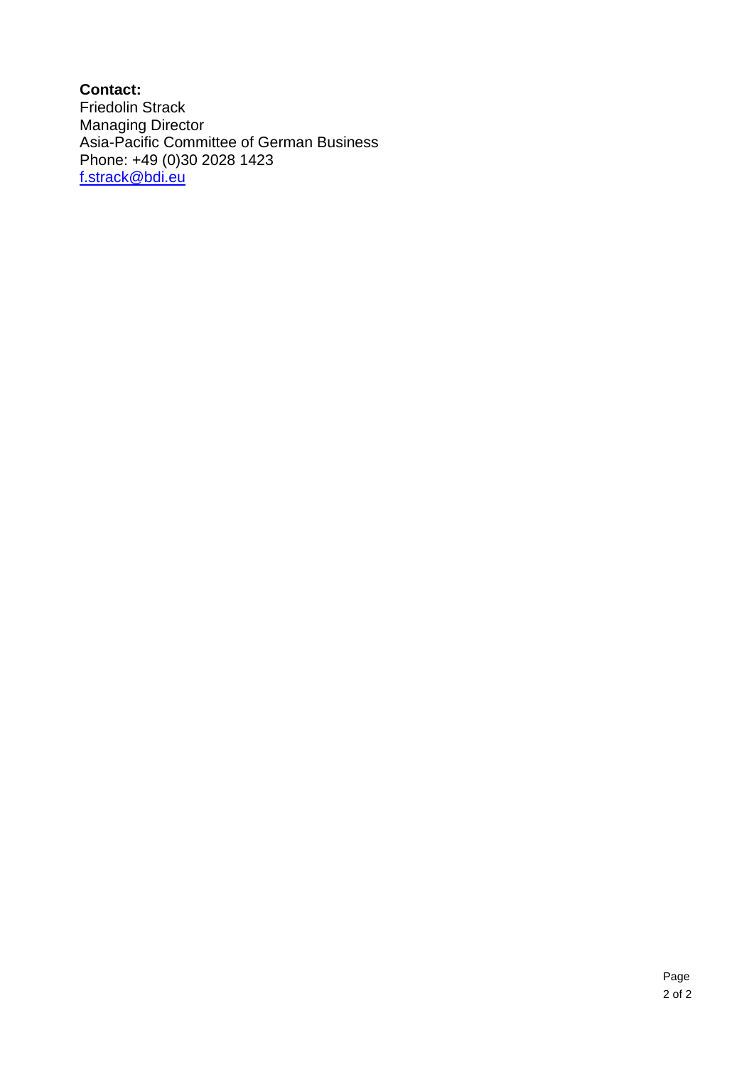**Contact:**  
Friedolin Strack  
Managing Director  
Asia-Pacific Committee of German Business  
Phone: +49 (0)30 2028 1423  
f.strack@bdi.eu